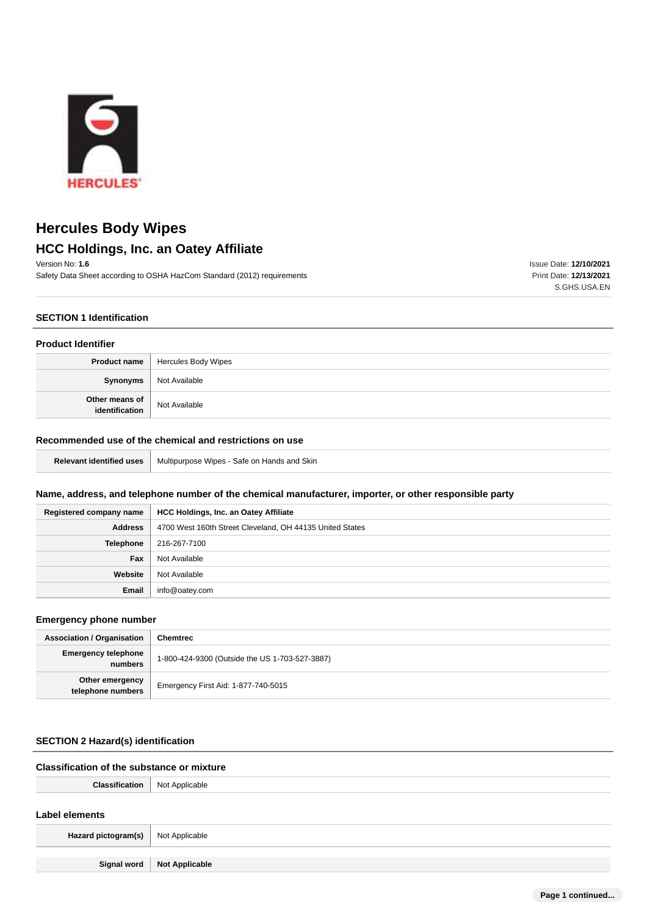# Hercules Body Wipes

## HCC Holdings, Inc. an Oatey Affiliate

Version No: **1.6**

Safety Data Sheet according to OSHA HazCom Standard (2012) requirements

Issue Date: **12/10/2021**
Print Date: **12/13/2021**
S.GHS.USA.EN

## SECTION 1 Identification

### Product Identifier

| | |
|---|---|
| **Product name** | Hercules Body Wipes |
| **Synonyms** | Not Available |
| **Other means of identification** | Not Available |

### Recommended use of the chemical and restrictions on use

| | |
|---|---|
| **Relevant identified uses** | Multipurpose Wipes - Safe on Hands and Skin |

### Name, address, and telephone number of the chemical manufacturer, importer, or other responsible party

| | |
|---|---|
| **Registered company name** | **HCC Holdings, Inc. an Oatey Affiliate** |
| **Address** | 4700 West 160th Street Cleveland, OH 44135 United States |
| **Telephone** | 216-267-7100 |
| **Fax** | Not Available |
| **Website** | Not Available |
| **Email** | info@oatey.com |

### Emergency phone number

| | |
|---|---|
| **Association / Organisation** | **Chemtrec** |
| **Emergency telephone numbers** | 1-800-424-9300 (Outside the US 1-703-527-3887) |
| **Other emergency telephone numbers** | Emergency First Aid: 1-877-740-5015 |

## SECTION 2 Hazard(s) identification

### Classification of the substance or mixture

| | |
|---|---|
| **Classification** | Not Applicable |

### Label elements

| | |
|---|---|
| **Hazard pictogram(s)** | Not Applicable |
| **Signal word** | **Not Applicable** |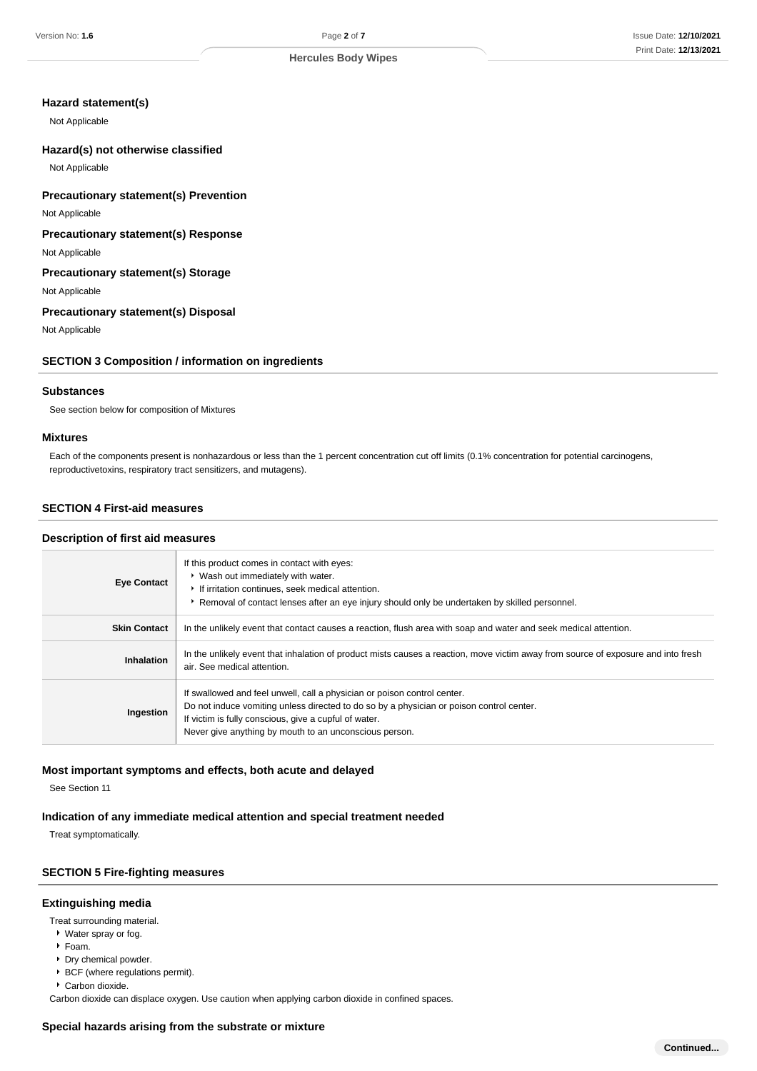### Hazard statement(s)

Not Applicable

### Hazard(s) not otherwise classified

Not Applicable

### Precautionary statement(s) Prevention

Not Applicable

### Precautionary statement(s) Response

Not Applicable

### Precautionary statement(s) Storage

Not Applicable

### Precautionary statement(s) Disposal

Not Applicable

## SECTION 3 Composition / information on ingredients

### Substances

See section below for composition of Mixtures

### Mixtures

Each of the components present is nonhazardous or less than the 1 percent concentration cut off limits (0.1% concentration for potential carcinogens, reproductivetoxins, respiratory tract sensitizers, and mutagens).

## SECTION 4 First-aid measures

### Description of first aid measures

| | |
|---|---|
| **Eye Contact** | If this product comes in contact with eyes:<br>▸ Wash out immediately with water.<br>▸ If irritation continues, seek medical attention.<br>▸ Removal of contact lenses after an eye injury should only be undertaken by skilled personnel. |
| **Skin Contact** | In the unlikely event that contact causes a reaction, flush area with soap and water and seek medical attention. |
| **Inhalation** | In the unlikely event that inhalation of product mists causes a reaction, move victim away from source of exposure and into fresh air. See medical attention. |
| **Ingestion** | If swallowed and feel unwell, call a physician or poison control center.<br>Do not induce vomiting unless directed to do so by a physician or poison control center.<br>If victim is fully conscious, give a cupful of water.<br>Never give anything by mouth to an unconscious person. |

### Most important symptoms and effects, both acute and delayed

See Section 11

### Indication of any immediate medical attention and special treatment needed

Treat symptomatically.

## SECTION 5 Fire-fighting measures

### Extinguishing media

Treat surrounding material.

- Water spray or fog.
- Foam.
- Dry chemical powder.
- BCF (where regulations permit).
- Carbon dioxide.

Carbon dioxide can displace oxygen. Use caution when applying carbon dioxide in confined spaces.

### Special hazards arising from the substrate or mixture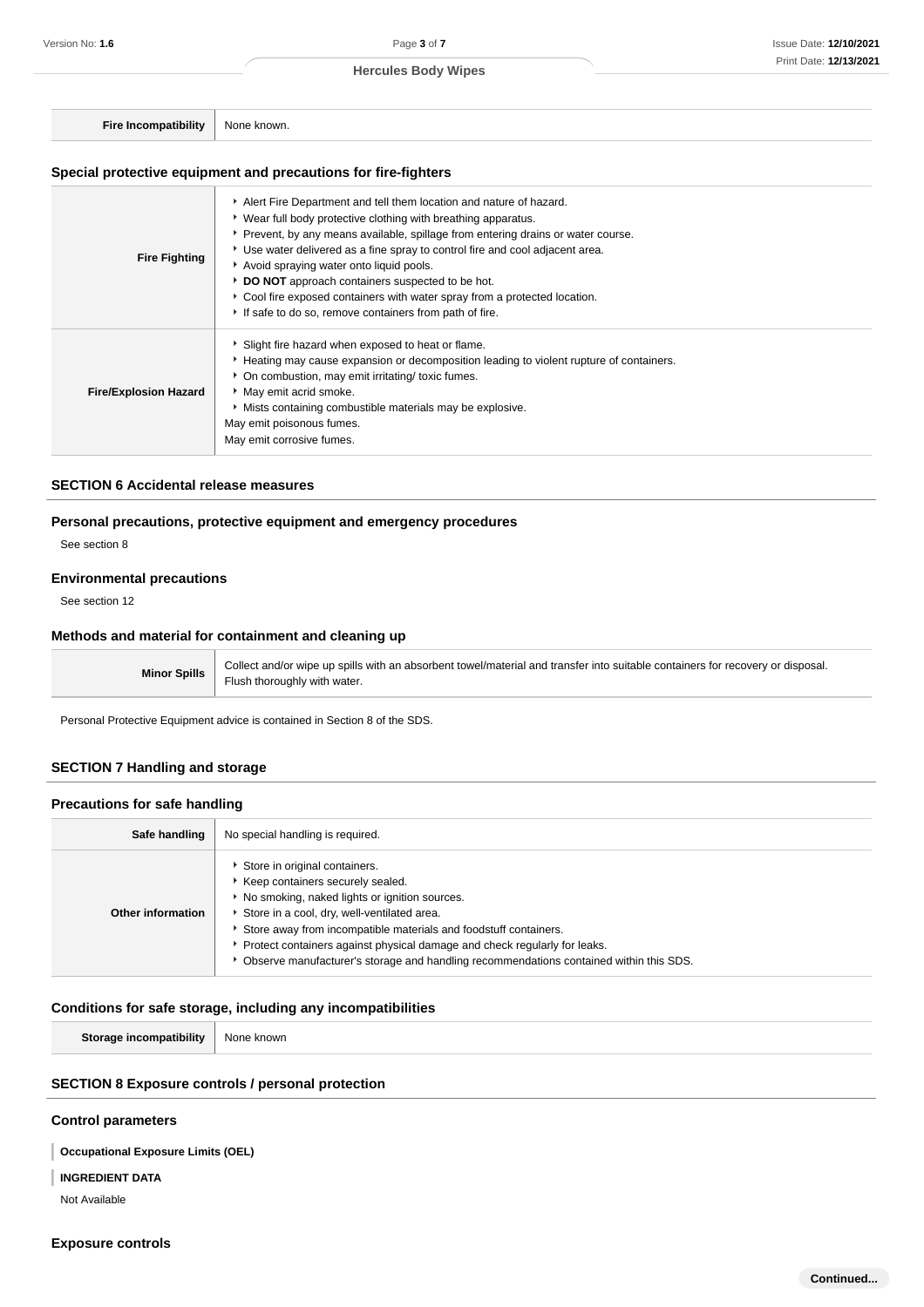| | |
|---|---|
| **Fire Incompatibility** | None known. |

### Special protective equipment and precautions for fire-fighters

| | |
|---|---|
| **Fire Fighting** | ‣ Alert Fire Department and tell them location and nature of hazard.<br>‣ Wear full body protective clothing with breathing apparatus.<br>‣ Prevent, by any means available, spillage from entering drains or water course.<br>‣ Use water delivered as a fine spray to control fire and cool adjacent area.<br>‣ Avoid spraying water onto liquid pools.<br>‣ **DO NOT** approach containers suspected to be hot.<br>‣ Cool fire exposed containers with water spray from a protected location.<br>‣ If safe to do so, remove containers from path of fire. |
| **Fire/Explosion Hazard** | ‣ Slight fire hazard when exposed to heat or flame.<br>‣ Heating may cause expansion or decomposition leading to violent rupture of containers.<br>‣ On combustion, may emit irritating/ toxic fumes.<br>‣ May emit acrid smoke.<br>‣ Mists containing combustible materials may be explosive.<br>May emit poisonous fumes.<br>May emit corrosive fumes. |

## SECTION 6 Accidental release measures

### Personal precautions, protective equipment and emergency procedures

See section 8

### Environmental precautions

See section 12

### Methods and material for containment and cleaning up

| | |
|---|---|
| **Minor Spills** | Collect and/or wipe up spills with an absorbent towel/material and transfer into suitable containers for recovery or disposal.<br>Flush thoroughly with water. |

Personal Protective Equipment advice is contained in Section 8 of the SDS.

## SECTION 7 Handling and storage

### Precautions for safe handling

| | |
|---|---|
| **Safe handling** | No special handling is required. |
| **Other information** | ‣ Store in original containers.<br>‣ Keep containers securely sealed.<br>‣ No smoking, naked lights or ignition sources.<br>‣ Store in a cool, dry, well-ventilated area.<br>‣ Store away from incompatible materials and foodstuff containers.<br>‣ Protect containers against physical damage and check regularly for leaks.<br>‣ Observe manufacturer's storage and handling recommendations contained within this SDS. |

### Conditions for safe storage, including any incompatibilities

| | |
|---|---|
| **Storage incompatibility** | None known |

## SECTION 8 Exposure controls / personal protection

### Control parameters

**Occupational Exposure Limits (OEL)**

**INGREDIENT DATA**

Not Available

### Exposure controls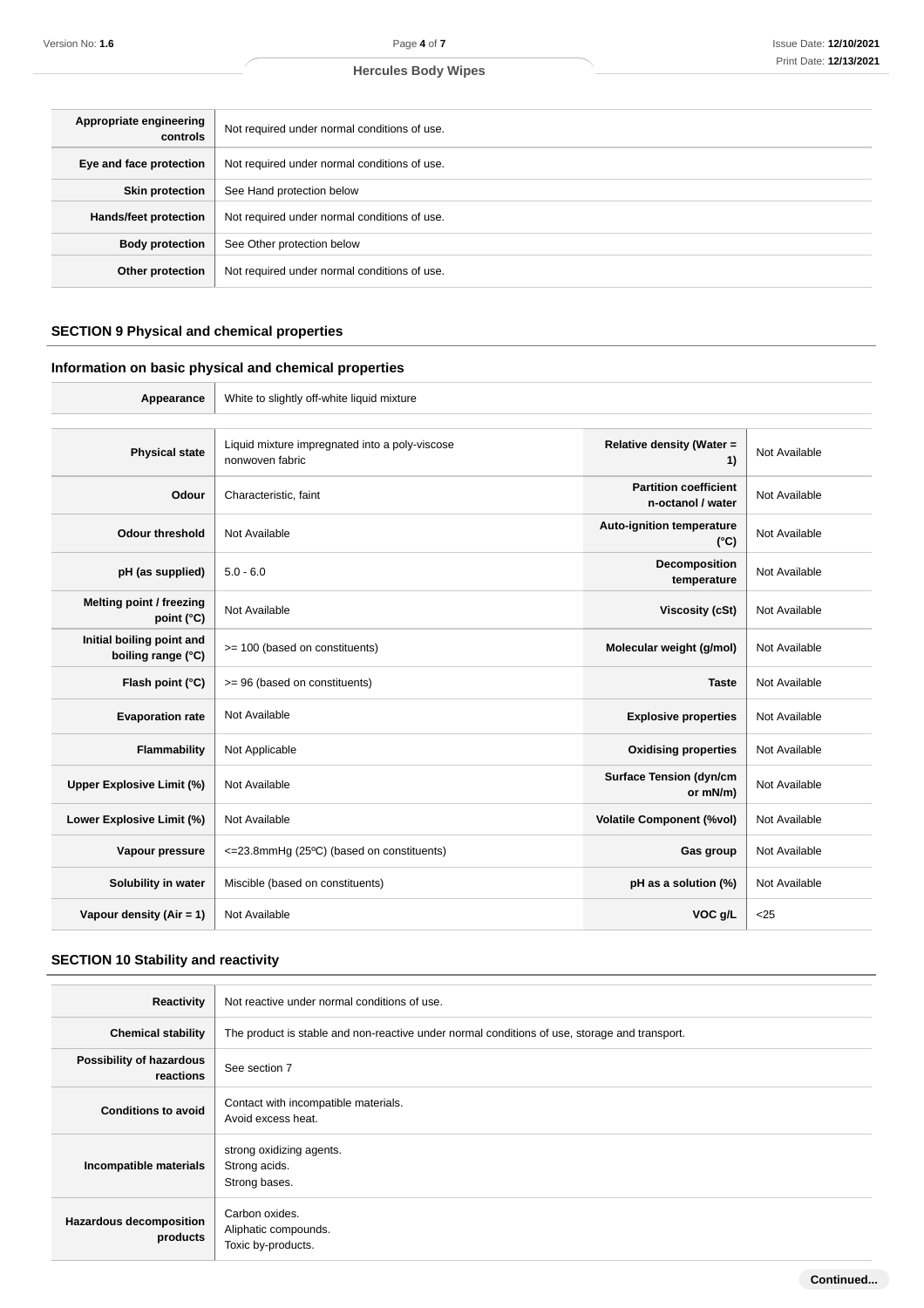| | |
|---|---|
| **Appropriate engineering controls** | Not required under normal conditions of use. |
| **Eye and face protection** | Not required under normal conditions of use. |
| **Skin protection** | See Hand protection below |
| **Hands/feet protection** | Not required under normal conditions of use. |
| **Body protection** | See Other protection below |
| **Other protection** | Not required under normal conditions of use. |

## SECTION 9 Physical and chemical properties

### Information on basic physical and chemical properties

| | |
|---|---|
| **Appearance** | White to slightly off-white liquid mixture |

| | | | |
|---|---|---|---|
| **Physical state** | Liquid mixture impregnated into a poly-viscose nonwoven fabric | **Relative density (Water = 1)** | Not Available |
| **Odour** | Characteristic, faint | **Partition coefficient n-octanol / water** | Not Available |
| **Odour threshold** | Not Available | **Auto-ignition temperature (°C)** | Not Available |
| **pH (as supplied)** | 5.0 - 6.0 | **Decomposition temperature** | Not Available |
| **Melting point / freezing point (°C)** | Not Available | **Viscosity (cSt)** | Not Available |
| **Initial boiling point and boiling range (°C)** | >= 100 (based on constituents) | **Molecular weight (g/mol)** | Not Available |
| **Flash point (°C)** | >= 96 (based on constituents) | **Taste** | Not Available |
| **Evaporation rate** | Not Available | **Explosive properties** | Not Available |
| **Flammability** | Not Applicable | **Oxidising properties** | Not Available |
| **Upper Explosive Limit (%)** | Not Available | **Surface Tension (dyn/cm or mN/m)** | Not Available |
| **Lower Explosive Limit (%)** | Not Available | **Volatile Component (%vol)** | Not Available |
| **Vapour pressure** | <=23.8mmHg (25ºC) (based on constituents) | **Gas group** | Not Available |
| **Solubility in water** | Miscible (based on constituents) | **pH as a solution (%)** | Not Available |
| **Vapour density (Air = 1)** | Not Available | **VOC g/L** | <25 |

## SECTION 10 Stability and reactivity

| | |
|---|---|
| **Reactivity** | Not reactive under normal conditions of use. |
| **Chemical stability** | The product is stable and non-reactive under normal conditions of use, storage and transport. |
| **Possibility of hazardous reactions** | See section 7 |
| **Conditions to avoid** | Contact with incompatible materials.<br>Avoid excess heat. |
| **Incompatible materials** | strong oxidizing agents.<br>Strong acids.<br>Strong bases. |
| **Hazardous decomposition products** | Carbon oxides.<br>Aliphatic compounds.<br>Toxic by-products. |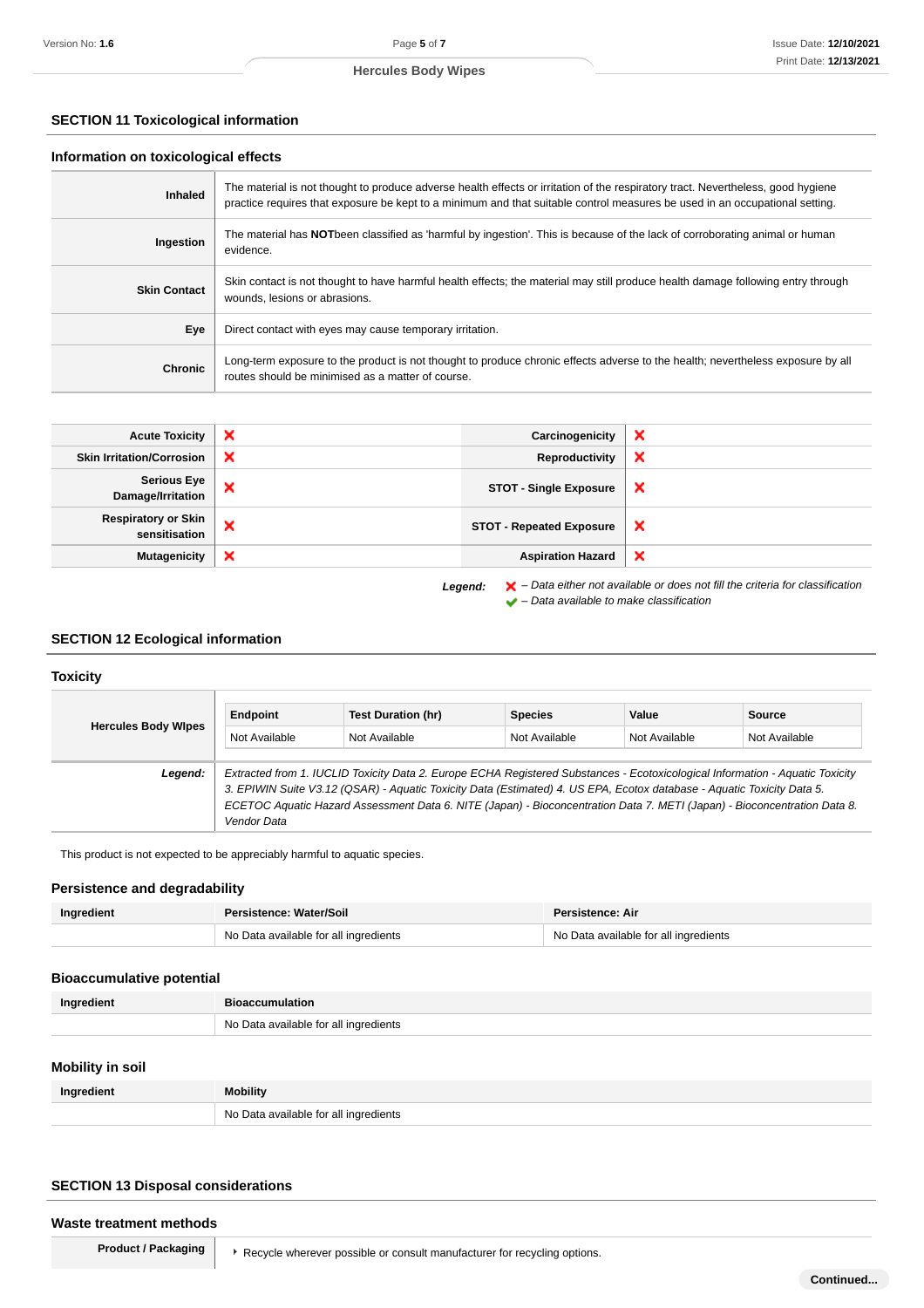## SECTION 11 Toxicological information

### Information on toxicological effects

| | |
|---|---|
| **Inhaled** | The material is not thought to produce adverse health effects or irritation of the respiratory tract. Nevertheless, good hygiene practice requires that exposure be kept to a minimum and that suitable control measures be used in an occupational setting. |
| **Ingestion** | The material has **NOT**been classified as 'harmful by ingestion'. This is because of the lack of corroborating animal or human evidence. |
| **Skin Contact** | Skin contact is not thought to have harmful health effects; the material may still produce health damage following entry through wounds, lesions or abrasions. |
| **Eye** | Direct contact with eyes may cause temporary irritation. |
| **Chronic** | Long-term exposure to the product is not thought to produce chronic effects adverse to the health; nevertheless exposure by all routes should be minimised as a matter of course. |

| | | | |
|---|---|---|---|
| **Acute Toxicity** | ❌ | **Carcinogenicity** | ❌ |
| **Skin Irritation/Corrosion** | ❌ | **Reproductivity** | ❌ |
| **Serious Eye Damage/Irritation** | ❌ | **STOT - Single Exposure** | ❌ |
| **Respiratory or Skin sensitisation** | ❌ | **STOT - Repeated Exposure** | ❌ |
| **Mutagenicity** | ❌ | **Aspiration Hazard** | ❌ |

***Legend:*** ❌ *– Data either not available or does not fill the criteria for classification*
✔ *– Data available to make classification*

## SECTION 12 Ecological information

### Toxicity

| | Endpoint | Test Duration (hr) | Species | Value | Source |
|---|---|---|---|---|---|
| **Hercules Body WIpes** | Not Available | Not Available | Not Available | Not Available | Not Available |
| ***Legend:*** | *Extracted from 1. IUCLID Toxicity Data 2. Europe ECHA Registered Substances - Ecotoxicological Information - Aquatic Toxicity 3. EPIWIN Suite V3.12 (QSAR) - Aquatic Toxicity Data (Estimated) 4. US EPA, Ecotox database - Aquatic Toxicity Data 5. ECETOC Aquatic Hazard Assessment Data 6. NITE (Japan) - Bioconcentration Data 7. METI (Japan) - Bioconcentration Data 8. Vendor Data* | | | | |

This product is not expected to be appreciably harmful to aquatic species.

### Persistence and degradability

| Ingredient | Persistence: Water/Soil | Persistence: Air |
|---|---|---|
| | No Data available for all ingredients | No Data available for all ingredients |

### Bioaccumulative potential

| Ingredient | Bioaccumulation |
|---|---|
| | No Data available for all ingredients |

### Mobility in soil

| Ingredient | Mobility |
|---|---|
| | No Data available for all ingredients |

## SECTION 13 Disposal considerations

### Waste treatment methods

| | |
|---|---|
| **Product / Packaging** | ‣ Recycle wherever possible or consult manufacturer for recycling options. |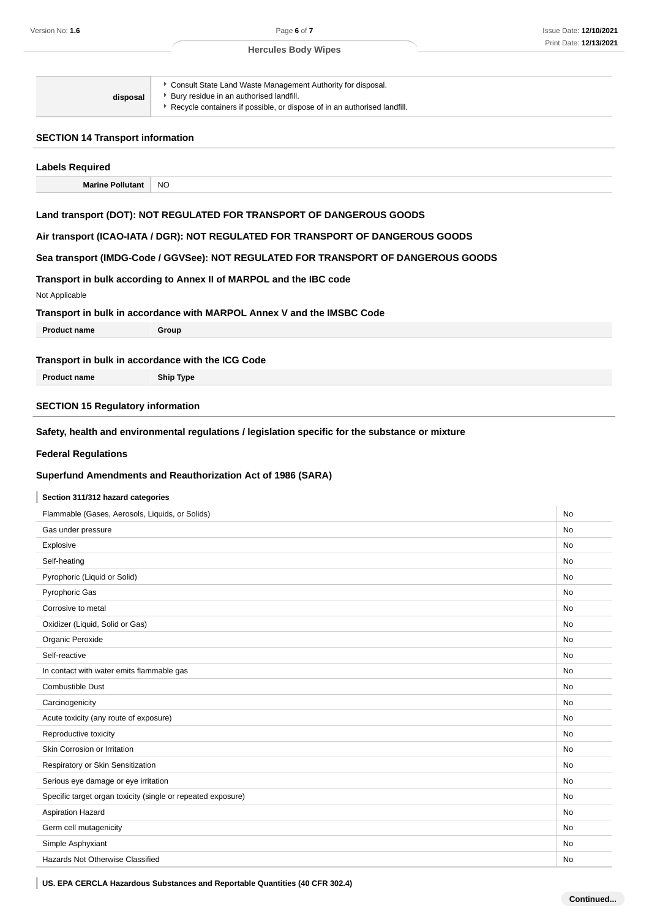| | |
|---|---|
| **disposal** | ‣ Consult State Land Waste Management Authority for disposal.<br>‣ Bury residue in an authorised landfill.<br>‣ Recycle containers if possible, or dispose of in an authorised landfill. |

## SECTION 14 Transport information

### Labels Required

| | |
|---|---|
| **Marine Pollutant** | NO |

### Land transport (DOT): NOT REGULATED FOR TRANSPORT OF DANGEROUS GOODS

### Air transport (ICAO-IATA / DGR): NOT REGULATED FOR TRANSPORT OF DANGEROUS GOODS

### Sea transport (IMDG-Code / GGVSee): NOT REGULATED FOR TRANSPORT OF DANGEROUS GOODS

### Transport in bulk according to Annex II of MARPOL and the IBC code

Not Applicable

### Transport in bulk in accordance with MARPOL Annex V and the IMSBC Code

| Product name | Group |
|---|---|

### Transport in bulk in accordance with the ICG Code

| Product name | Ship Type |
|---|---|

## SECTION 15 Regulatory information

### Safety, health and environmental regulations / legislation specific for the substance or mixture

### Federal Regulations

### Superfund Amendments and Reauthorization Act of 1986 (SARA)

**Section 311/312 hazard categories**

| | |
|---|---|
| Flammable (Gases, Aerosols, Liquids, or Solids) | No |
| Gas under pressure | No |
| Explosive | No |
| Self-heating | No |
| Pyrophoric (Liquid or Solid) | No |
| Pyrophoric Gas | No |
| Corrosive to metal | No |
| Oxidizer (Liquid, Solid or Gas) | No |
| Organic Peroxide | No |
| Self-reactive | No |
| In contact with water emits flammable gas | No |
| Combustible Dust | No |
| Carcinogenicity | No |
| Acute toxicity (any route of exposure) | No |
| Reproductive toxicity | No |
| Skin Corrosion or Irritation | No |
| Respiratory or Skin Sensitization | No |
| Serious eye damage or eye irritation | No |
| Specific target organ toxicity (single or repeated exposure) | No |
| Aspiration Hazard | No |
| Germ cell mutagenicity | No |
| Simple Asphyxiant | No |
| Hazards Not Otherwise Classified | No |

**US. EPA CERCLA Hazardous Substances and Reportable Quantities (40 CFR 302.4)**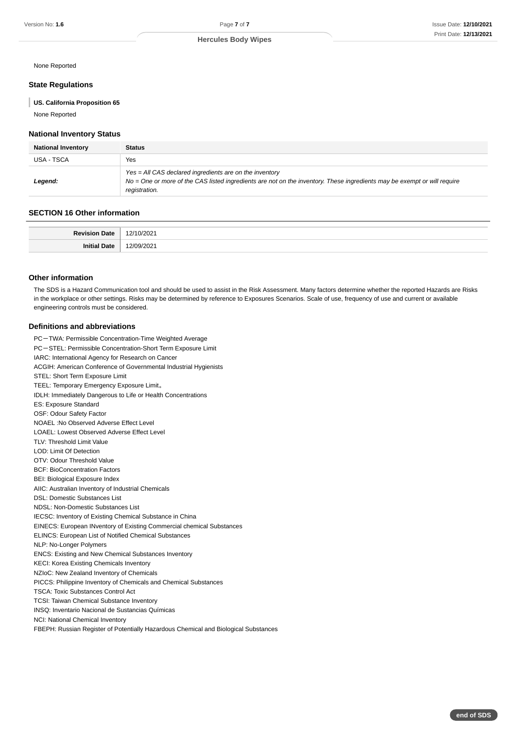None Reported

### State Regulations

**US. California Proposition 65**

None Reported

### National Inventory Status

| National Inventory | Status |
|---|---|
| USA - TSCA | Yes |
| ***Legend:*** | *Yes = All CAS declared ingredients are on the inventory*<br>*No = One or more of the CAS listed ingredients are not on the inventory. These ingredients may be exempt or will require registration.* |

## SECTION 16 Other information

| | |
|---|---|
| **Revision Date** | 12/10/2021 |
| **Initial Date** | 12/09/2021 |

### Other information

The SDS is a Hazard Communication tool and should be used to assist in the Risk Assessment. Many factors determine whether the reported Hazards are Risks in the workplace or other settings. Risks may be determined by reference to Exposures Scenarios. Scale of use, frequency of use and current or available engineering controls must be considered.

### Definitions and abbreviations

PC－TWA: Permissible Concentration-Time Weighted Average
PC－STEL: Permissible Concentration-Short Term Exposure Limit
IARC: International Agency for Research on Cancer
ACGIH: American Conference of Governmental Industrial Hygienists
STEL: Short Term Exposure Limit
TEEL: Temporary Emergency Exposure Limit。
IDLH: Immediately Dangerous to Life or Health Concentrations
ES: Exposure Standard
OSF: Odour Safety Factor
NOAEL :No Observed Adverse Effect Level
LOAEL: Lowest Observed Adverse Effect Level
TLV: Threshold Limit Value
LOD: Limit Of Detection
OTV: Odour Threshold Value
BCF: BioConcentration Factors
BEI: Biological Exposure Index
AIIC: Australian Inventory of Industrial Chemicals
DSL: Domestic Substances List
NDSL: Non-Domestic Substances List
IECSC: Inventory of Existing Chemical Substance in China
EINECS: European INventory of Existing Commercial chemical Substances
ELINCS: European List of Notified Chemical Substances
NLP: No-Longer Polymers
ENCS: Existing and New Chemical Substances Inventory
KECI: Korea Existing Chemicals Inventory
NZIoC: New Zealand Inventory of Chemicals
PICCS: Philippine Inventory of Chemicals and Chemical Substances
TSCA: Toxic Substances Control Act
TCSI: Taiwan Chemical Substance Inventory
INSQ: Inventario Nacional de Sustancias Químicas
NCI: National Chemical Inventory
FBEPH: Russian Register of Potentially Hazardous Chemical and Biological Substances

**end of SDS**